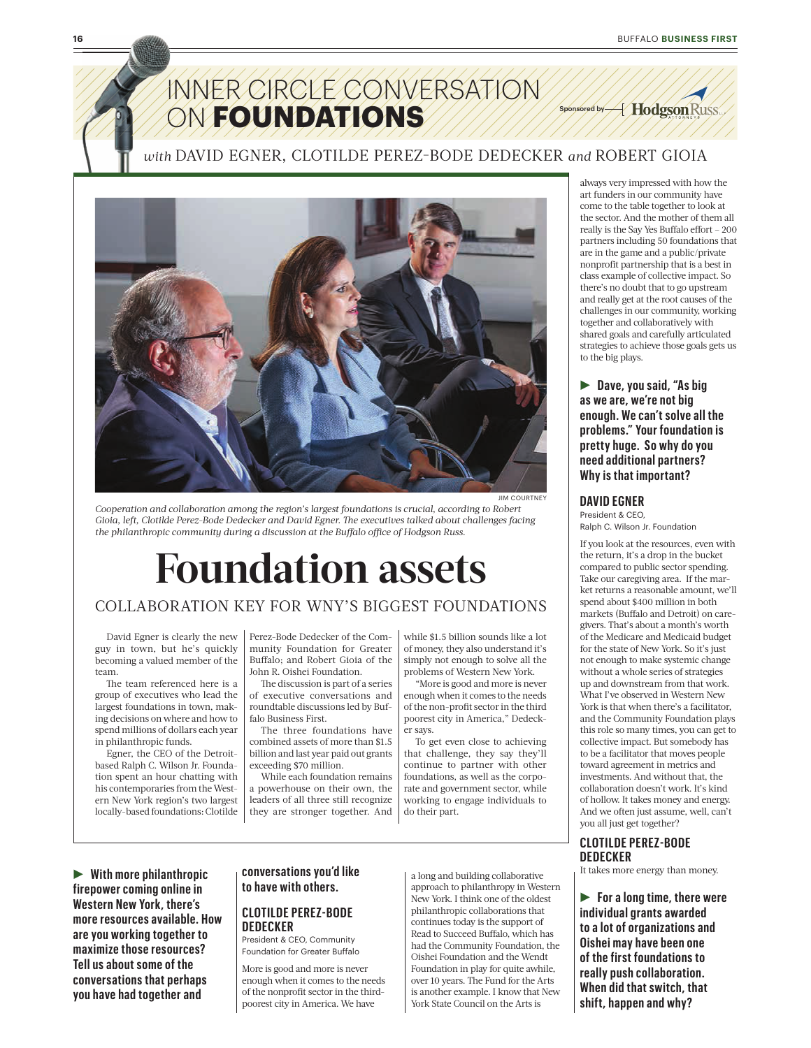# INNER CIRCLE CONVERSATION ON FOUNDATIONS

Sponsored by Hodgson Russ LLP ATTORNEYS

*with* DAVID EGNER, CLOTILDE PEREZ-BODE DEDECKER *and* ROBERT GIOIA

JIM COURTNEY

*Cooperation and collaboration among the region's largest foundations is crucial, according to Robert Gioia, left, Clotilde Perez-Bode Dedecker and David Egner. The executives talked about challenges facing the philanthropic community during a discussion at the Buffalo office of Hodgson Russ.*

# Foundation assets

## COLLABORATION KEY FOR WNY'S BIGGEST FOUNDATIONS

David Egner is clearly the new guy in town, but he's quickly becoming a valued member of the team.

The team referenced here is a group of executives who lead the largest foundations in town, making decisions on where and how to spend millions of dollars each year in philanthropic funds.

Egner, the CEO of the Detroit-based Ralph C. Wilson Jr. Foundation spent an hour chatting with his contemporaries from the Western New York region's two largest locally-based foundations: Clotilde Perez-Bode Dedecker of the Community Foundation for Greater Buffalo; and Robert Gioia of the John R. Oishei Foundation.

The discussion is part of a series of executive conversations and roundtable discussions led by Buffalo Business First.

The three foundations have combined assets of more than $1.5 billion and last year paid out grants exceeding $70 million.

While each foundation remains a powerhouse on their own, the leaders of all three still recognize they are stronger together. And while $1.5 billion sounds like a lot of money, they also understand it's simply not enough to solve all the problems of Western New York.

"More is good and more is never enough when it comes to the needs of the non-profit sector in the third poorest city in America," Dedecker says.

To get even close to achieving that challenge, they say they'll continue to partner with other foundations, as well as the corporate and government sector, while working to engage individuals to do their part.

**► With more philanthropic firepower coming online in Western New York, there's more resources available. How are you working together to maximize those resources? Tell us about some of the conversations that perhaps you have had together and conversations you'd like to have with others.**

### CLOTILDE PEREZ-BODE DEDECKER
President & CEO, Community Foundation for Greater Buffalo

More is good and more is never enough when it comes to the needs of the nonprofit sector in the third-poorest city in America. We have a long and building collaborative approach to philanthropy in Western New York. I think one of the oldest philanthropic collaborations that continues today is the support of Read to Succeed Buffalo, which has had the Community Foundation, the Oishei Foundation and the Wendt Foundation in play for quite awhile, over 10 years. The Fund for the Arts is another example. I know that New York State Council on the Arts is always very impressed with how the art funders in our community have come to the table together to look at the sector. And the mother of them all really is the Say Yes Buffalo effort – 200 partners including 50 foundations that are in the game and a public/private nonprofit partnership that is a best in class example of collective impact. So there's no doubt that to go upstream and really get at the root causes of the challenges in our community, working together and collaboratively with shared goals and carefully articulated strategies to achieve those goals gets us to the big plays.

**► Dave, you said, "As big as we are, we're not big enough. We can't solve all the problems." Your foundation is pretty huge. So why do you need additional partners? Why is that important?**

### DAVID EGNER
President & CEO, Ralph C. Wilson Jr. Foundation

If you look at the resources, even with the return, it's a drop in the bucket compared to public sector spending. Take our caregiving area. If the market returns a reasonable amount, we'll spend about $400 million in both markets (Buffalo and Detroit) on caregivers. That's about a month's worth of the Medicare and Medicaid budget for the state of New York. So it's just not enough to make systemic change without a whole series of strategies up and downstream from that work. What I've observed in Western New York is that when there's a facilitator, and the Community Foundation plays this role so many times, you can get to collective impact. But somebody has to be a facilitator that moves people toward agreement in metrics and investments. And without that, the collaboration doesn't work. It's kind of hollow. It takes money and energy. And we often just assume, well, can't you all just get together?

### CLOTILDE PEREZ-BODE DEDECKER

It takes more energy than money.

**► For a long time, there were individual grants awarded to a lot of organizations and Oishei may have been one of the first foundations to really push collaboration. When did that switch, that shift, happen and why?**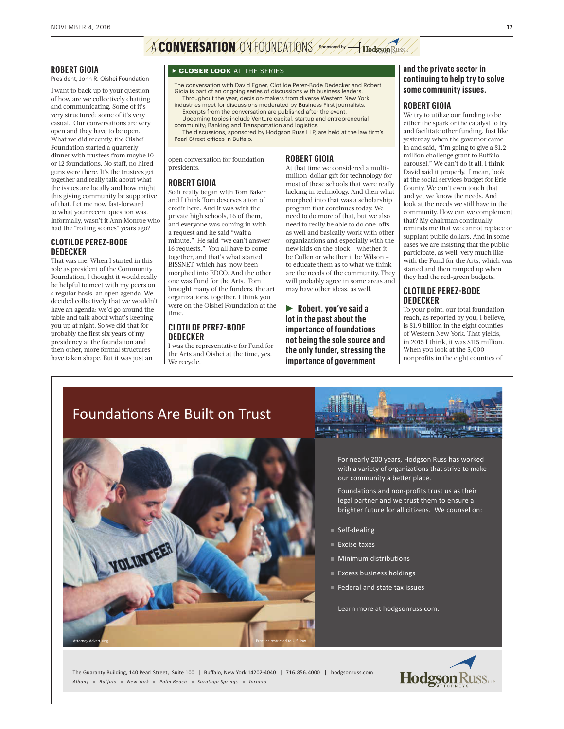# A CONVERSATION ON FOUNDATIONS

Sponsored by Hodgson Russ

**ROBERT GIOIA**
President, John R. Oishei Foundation

I want to back up to your question of how are we collectively chatting and communicating. Some of it's very structured; some of it's very casual. Our conversations are very open and they have to be open. What we did recently, the Oishei Foundation started a quarterly dinner with trustees from maybe 10 or 12 foundations. No staff, no hired guns were there. It's the trustees get together and really talk about what the issues are locally and how might this giving community be supportive of that. Let me now fast-forward to what your recent question was. Informally, wasn't it Ann Monroe who had the "rolling scones" years ago?

**CLOTILDE PEREZ-BODE DEDECKER**

That was me. When I started in this role as president of the Community Foundation, I thought it would really be helpful to meet with my peers on a regular basis, an open agenda. We decided collectively that we wouldn't have an agenda; we'd go around the table and talk about what's keeping you up at night. So we did that for probably the first six years of my presidency at the foundation and then other, more formal structures have taken shape. But it was just an open conversation for foundation presidents.

**ROBERT GIOIA**

So it really began with Tom Baker and I think Tom deserves a ton of credit here. And it was with the private high schools, 16 of them, and everyone was coming in with a request and he said "wait a minute." He said "we can't answer 16 requests." You all have to come together, and that's what started BISSNET, which has now been morphed into EDCO. And the other one was Fund for the Arts. Tom brought many of the funders, the art organizations, together. I think you were on the Oishei Foundation at the time.

**CLOTILDE PEREZ-BODE DEDECKER**

I was the representative for Fund for the Arts and Oishei at the time, yes. We recycle.

**ROBERT GIOIA**

At that time we considered a multi-million-dollar gift for technology for most of these schools that were really lacking in technology. And then what morphed into that was a scholarship program that continues today. We need to do more of that, but we also need to really be able to do one-offs as well and basically work with other organizations and especially with the new kids on the block – whether it be Cullen or whether it be Wilson – to educate them as to what we think are the needs of the community. They will probably agree in some areas and may have other ideas, as well.

**► Robert, you've said a lot in the past about the importance of foundations not being the sole source and the only funder, stressing the importance of government and the private sector in continuing to help try to solve some community issues.**

**ROBERT GIOIA**

We try to utilize our funding to be either the spark or the catalyst to try and facilitate other funding. Just like yesterday when the governor came in and said, "I'm going to give a $1.2 million challenge grant to Buffalo carousel." We can't do it all. I think David said it properly. I mean, look at the social services budget for Erie County. We can't even touch that and yet we know the needs. And look at the needs we still have in the community. How can we complement that? My chairman continually reminds me that we cannot replace or supplant public dollars. And in some cases we are insisting that the public participate, as well, very much like with the Fund for the Arts, which was started and then ramped up when they had the red-green budgets.

**CLOTILDE PEREZ-BODE DEDECKER**

To your point, our total foundation reach, as reported by you, I believe, is $1.9 billion in the eight counties of Western New York. That yields, in 2015 I think, it was $115 million. When you look at the 5,000 nonprofits in the eight counties of

---

**► CLOSER LOOK AT THE SERIES**

The conversation with David Egner, Clotilde Perez-Bode Dedecker and Robert Gioia is part of an ongoing series of discussions with business leaders.

Throughout the year, decision-makers from diverse Western New York industries meet for discussions moderated by Business First journalists.

Excerpts from the conversation are published after the event.

Upcoming topics include Venture capital, startup and entrepreneurial community; Banking and Transportation and logistics.

The discussions, sponsored by Hodgson Russ LLP, are held at the law firm's Pearl Street offices in Buffalo.

---

## Foundations Are Built on Trust

For nearly 200 years, Hodgson Russ has worked with a variety of organizations that strive to make our community a better place.

Foundations and non-profits trust us as their legal partner and we trust them to ensure a brighter future for all citizens. We counsel on:

- Self-dealing
- Excise taxes
- Minimum distributions
- Excess business holdings
- Federal and state tax issues

Learn more at hodgsonruss.com.

Attorney Advertising — Practice restricted to U.S. law

The Guaranty Building, 140 Pearl Street, Suite 100 | Buffalo, New York 14202-4040 | 716.856.4000 | hodgsonruss.com

*Albany ■ Buffalo ■ New York ■ Palm Beach ■ Saratoga Springs ■ Toronto*

Hodgson Russ LLP ATTORNEYS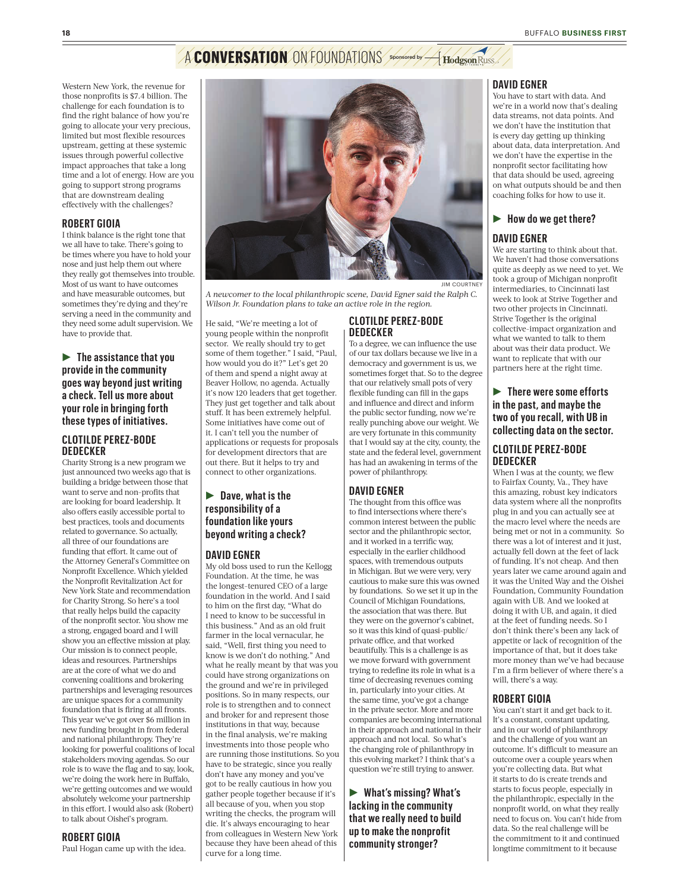# A CONVERSATION ON FOUNDATIONS

Western New York, the revenue for those nonprofits is $7.4 billion. The challenge for each foundation is to find the right balance of how you're going to allocate your very precious, limited but most flexible resources upstream, getting at these systemic issues through powerful collective impact approaches that take a long time and a lot of energy. How are you going to support strong programs that are downstream dealing effectively with the challenges?

### ROBERT GIOIA

I think balance is the right tone that we all have to take. There's going to be times where you have to hold your nose and just help them out where they really got themselves into trouble. Most of us want to have outcomes and have measurable outcomes, but sometimes they're dying and they're serving a need in the community and they need some adult supervision. We have to provide that.

**► The assistance that you provide in the community goes way beyond just writing a check. Tell us more about your role in bringing forth these types of initiatives.**

### CLOTILDE PEREZ-BODE DEDECKER

Charity Strong is a new program we just announced two weeks ago that is building a bridge between those that want to serve and non-profits that are looking for board leadership. It also offers easily accessible portal to best practices, tools and documents related to governance. So actually, all three of our foundations are funding that effort. It came out of the Attorney General's Committee on Nonprofit Excellence. Which yielded the Nonprofit Revitalization Act for New York State and recommendation for Charity Strong. So here's a tool that really helps build the capacity of the nonprofit sector. You show me a strong, engaged board and I will show you an effective mission at play. Our mission is to connect people, ideas and resources. Partnerships are at the core of what we do and convening coalitions and brokering partnerships and leveraging resources are unique spaces for a community foundation that is firing at all fronts. This year we've got over $6 million in new funding brought in from federal and national philanthropy. They're looking for powerful coalitions of local stakeholders moving agendas. So our role is to wave the flag and to say, look, we're doing the work here in Buffalo, we're getting outcomes and we would absolutely welcome your partnership in this effort. I would also ask (Robert) to talk about Oishei's program.

### ROBERT GIOIA

Paul Hogan came up with the idea. He said, "We're meeting a lot of young people within the nonprofit sector. We really should try to get some of them together." I said, "Paul, how would you do it?" Let's get 20 of them and spend a night away at Beaver Hollow, no agenda. Actually it's now 120 leaders that get together. They just get together and talk about stuff. It has been extremely helpful. Some initiatives have come out of it. I can't tell you the number of applications or requests for proposals for development directors that are out there. But it helps to try and connect to other organizations.

JIM COURTNEY

*A newcomer to the local philanthropic scene, David Egner said the Ralph C. Wilson Jr. Foundation plans to take an active role in the region.*

**► Dave, what is the responsibility of a foundation like yours beyond writing a check?**

### DAVID EGNER

My old boss used to run the Kellogg Foundation. At the time, he was the longest-tenured CEO of a large foundation in the world. And I said to him on the first day, "What do I need to know to be successful in this business." And as an old fruit farmer in the local vernacular, he said, "Well, first thing you need to know is we don't do nothing." And what he really meant by that was you could have strong organizations on the ground and we're in privileged positions. So in many respects, our role is to strengthen and to connect and broker for and represent those institutions in that way, because in the final analysis, we're making investments into those people who are running those institutions. So you have to be strategic, since you really don't have any money and you've got to be really cautious in how you gather people together because if it's all because of you, when you stop writing the checks, the program will die. It's always encouraging to hear from colleagues in Western New York because they have been ahead of this curve for a long time.

### CLOTILDE PEREZ-BODE DEDECKER

To a degree, we can influence the use of our tax dollars because we live in a democracy and government is us, we sometimes forget that. So to the degree that our relatively small pots of very flexible funding can fill in the gaps and influence and direct and inform the public sector funding, now we're really punching above our weight. We are very fortunate in this community that I would say at the city, county, the state and the federal level, government has had an awakening in terms of the power of philanthropy.

### DAVID EGNER

The thought from this office was to find intersections where there's common interest between the public sector and the philanthropic sector, and it worked in a terrific way, especially in the earlier childhood spaces, with tremendous outputs in Michigan. But we were very, very cautious to make sure this was owned by foundations. So we set it up in the Council of Michigan Foundations, the association that was there. But they were on the governor's cabinet, so it was this kind of quasi-public/private office, and that worked beautifully. This is a challenge is as we move forward with government trying to redefine its role in what is a time of decreasing revenues coming in, particularly into your cities. At the same time, you've got a change in the private sector. More and more companies are becoming international in their approach and national in their approach and not local. So what's the changing role of philanthropy in this evolving market? I think that's a question we're still trying to answer.

**► What's missing? What's lacking in the community that we really need to build up to make the nonprofit community stronger?**

### DAVID EGNER

You have to start with data. And we're in a world now that's dealing data streams, not data points. And we don't have the institution that is every day getting up thinking about data, data interpretation. And we don't have the expertise in the nonprofit sector facilitating how that data should be used, agreeing on what outputs should be and then coaching folks for how to use it.

**► How do we get there?**

### DAVID EGNER

We are starting to think about that. We haven't had those conversations quite as deeply as we need to yet. We took a group of Michigan nonprofit intermediaries, to Cincinnati last week to look at Strive Together and two other projects in Cincinnati. Strive Together is the original collective-impact organization and what we wanted to talk to them about was their data product. We want to replicate that with our partners here at the right time.

**► There were some efforts in the past, and maybe the two of you recall, with UB in collecting data on the sector.**

### CLOTILDE PEREZ-BODE DEDECKER

When I was at the county, we flew to Fairfax County, Va., They have this amazing, robust key indicators data system where all the nonprofits plug in and you can actually see at the macro level where the needs are being met or not in a community. So there was a lot of interest and it just, actually fell down at the feet of lack of funding. It's not cheap. And then years later we came around again and it was the United Way and the Oishei Foundation, Community Foundation again with UB. And we looked at doing it with UB, and again, it died at the feet of funding needs. So I don't think there's been any lack of appetite or lack of recognition of the importance of that, but it does take more money than we've had because I'm a firm believer of where there's a will, there's a way.

### ROBERT GIOIA

You can't start it and get back to it. It's a constant, constant updating, and in our world of philanthropy and the challenge of you want an outcome. It's difficult to measure an outcome over a couple years when you're collecting data. But what it starts to do is create trends and starts to focus people, especially in the philanthropic, especially in the nonprofit world, on what they really need to focus on. You can't hide from data. So the real challenge will be the commitment to it and continued longtime commitment to it because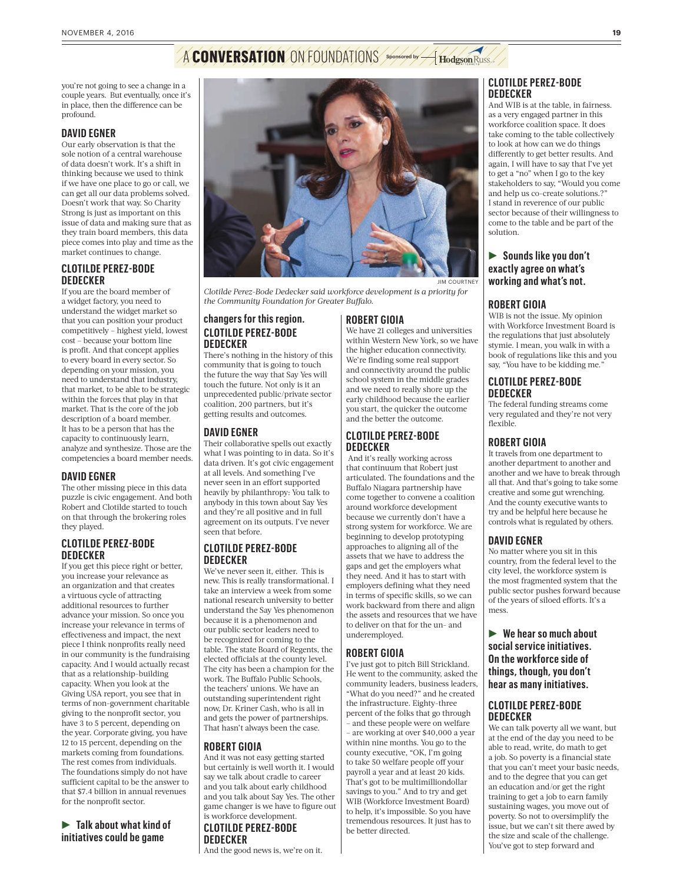you're not going to see a change in a couple years. But eventually, once it's in place, then the difference can be profound.

**DAVID EGNER**
Our early observation is that the sole notion of a central warehouse of data doesn't work. It's a shift in thinking because we used to think if we have one place to go or call, we can get all our data problems solved. Doesn't work that way. So Charity Strong is just as important on this issue of data and making sure that as they train board members, this data piece comes into play and time as the market continues to change.

**CLOTILDE PEREZ-BODE DEDECKER**
If you are the board member of a widget factory, you need to understand the widget market so that you can position your product competitively – highest yield, lowest cost – because your bottom line is profit. And that concept applies to every board in every sector. So depending on your mission, you need to understand that industry, that market, to be able to be strategic within the forces that play in that market. That is the core of the job description of a board member. It has to be a person that has the capacity to continuously learn, analyze and synthesize. Those are the competencies a board member needs.

**DAVID EGNER**
The other missing piece in this data puzzle is civic engagement. And both Robert and Clotilde started to touch on that through the brokering roles they played.

**CLOTILDE PEREZ-BODE DEDECKER**
If you get this piece right or better, you increase your relevance as an organization and that creates a virtuous cycle of attracting additional resources to further advance your mission. So once you increase your relevance in terms of effectiveness and impact, the next piece I think nonprofits really need in our community is the fundraising capacity. And I would actually recast that as a relationship-building capacity. When you look at the Giving USA report, you see that in terms of non-government charitable giving to the nonprofit sector, you have 3 to 5 percent, depending on the year. Corporate giving, you have 12 to 15 percent, depending on the markets coming from foundations. The rest comes from individuals. The foundations simply do not have sufficient capital to be the answer to that $7.4 billion in annual revenues for the nonprofit sector.

### ► Talk about what kind of initiatives could be game changers for this region.

**CLOTILDE PEREZ-BODE DEDECKER**
There's nothing in the history of this community that is going to touch the future the way that Say Yes will touch the future. Not only is it an unprecedented public/private sector coalition, 200 partners, but it's getting results and outcomes.

**DAVID EGNER**
Their collaborative spells out exactly what I was pointing to in data. So it's data driven. It's got civic engagement at all levels. And something I've never seen in an effort supported heavily by philanthropy: You talk to anybody in this town about Say Yes and they're all positive and in full agreement on its outputs. I've never seen that before.

**CLOTILDE PEREZ-BODE DEDECKER**
We've never seen it, either. This is new. This is really transformational. I take an interview a week from some national research university to better understand the Say Yes phenomenon because it is a phenomenon and our public sector leaders need to be recognized for coming to the table. The state Board of Regents, the elected officials at the county level. The city has been a champion for the work. The Buffalo Public Schools, the teachers' unions. We have an outstanding superintendent right now, Dr. Kriner Cash, who is all in and gets the power of partnerships. That hasn't always been the case.

**ROBERT GIOIA**
And it was not easy getting started but certainly is well worth it. I would say we talk about cradle to career and you talk about early childhood and you talk about Say Yes. The other game changer is we have to figure out is workforce development.

**CLOTILDE PEREZ-BODE DEDECKER**
And the good news is, we're on it.

Clotilde Perez-Bode Dedecker said workforce development is a priority for the Community Foundation for Greater Buffalo.

**ROBERT GIOIA**
We have 21 colleges and universities within Western New York, so we have the higher education connectivity. We're finding some real support and connectivity around the public school system in the middle grades and we need to really shore up the early childhood because the earlier you start, the quicker the outcome and the better the outcome.

**CLOTILDE PEREZ-BODE DEDECKER**
And it's really working across that continuum that Robert just articulated. The foundations and the Buffalo Niagara partnership have come together to convene a coalition around workforce development because we currently don't have a strong system for workforce. We are beginning to develop prototyping approaches to aligning all of the assets that we have to address the gaps and get the employers what they need. And it has to start with employers defining what they need in terms of specific skills, so we can work backward from there and align the assets and resources that we have to deliver on that for the un- and underemployed.

**ROBERT GIOIA**
I've just got to pitch Bill Strickland. He went to the community, asked the community leaders, business leaders, "What do you need?" and he created the infrastructure. Eighty-three percent of the folks that go through – and these people were on welfare – are working at over $40,000 a year within nine months. You go to the county executive, "OK, I'm going to take 50 welfare people off your payroll a year and at least 20 kids. That's got to be multimilliondollar savings to you." And to try and get WIB (Workforce Investment Board) to help, it's impossible. So you have tremendous resources. It just has to be better directed.

**CLOTILDE PEREZ-BODE DEDECKER**
And WIB is at the table, in fairness, as a very engaged partner in this workforce coalition space. It does take coming to the table collectively to look at how can we do things differently to get better results. And again, I will have to say that I've yet to get a "no" when I go to the key stakeholders to say, "Would you come and help us co-create solutions.?" I stand in reverence of our public sector because of their willingness to come to the table and be part of the solution.

### ► Sounds like you don't exactly agree on what's working and what's not.

**ROBERT GIOIA**
WIB is not the issue. My opinion with Workforce Investment Board is the regulations that just absolutely stymie. I mean, you walk in with a book of regulations like this and you say, "You have to be kidding me."

**CLOTILDE PEREZ-BODE DEDECKER**
The federal funding streams come very regulated and they're not very flexible.

**ROBERT GIOIA**
It travels from one department to another department to another and another and we have to break through all that. And that's going to take some creative and some gut wrenching. And the county executive wants to try and be helpful here because he controls what is regulated by others.

**DAVID EGNER**
No matter where you sit in this country, from the federal level to the city level, the workforce system is the most fragmented system that the public sector pushes forward because of the years of siloed efforts. It's a mess.

### ► We hear so much about social service initiatives. On the workforce side of things, though, you don't hear as many initiatives.

**CLOTILDE PEREZ-BODE DEDECKER**
We can talk poverty all we want, but at the end of the day you need to be able to read, write, do math to get a job. So poverty is a financial state that you can't meet your basic needs, and to the degree that you can get an education and/or get the right training to get a job to earn family sustaining wages, you move out of poverty. So not to oversimplify the issue, but we can't sit there awed by the size and scale of the challenge. You've got to step forward and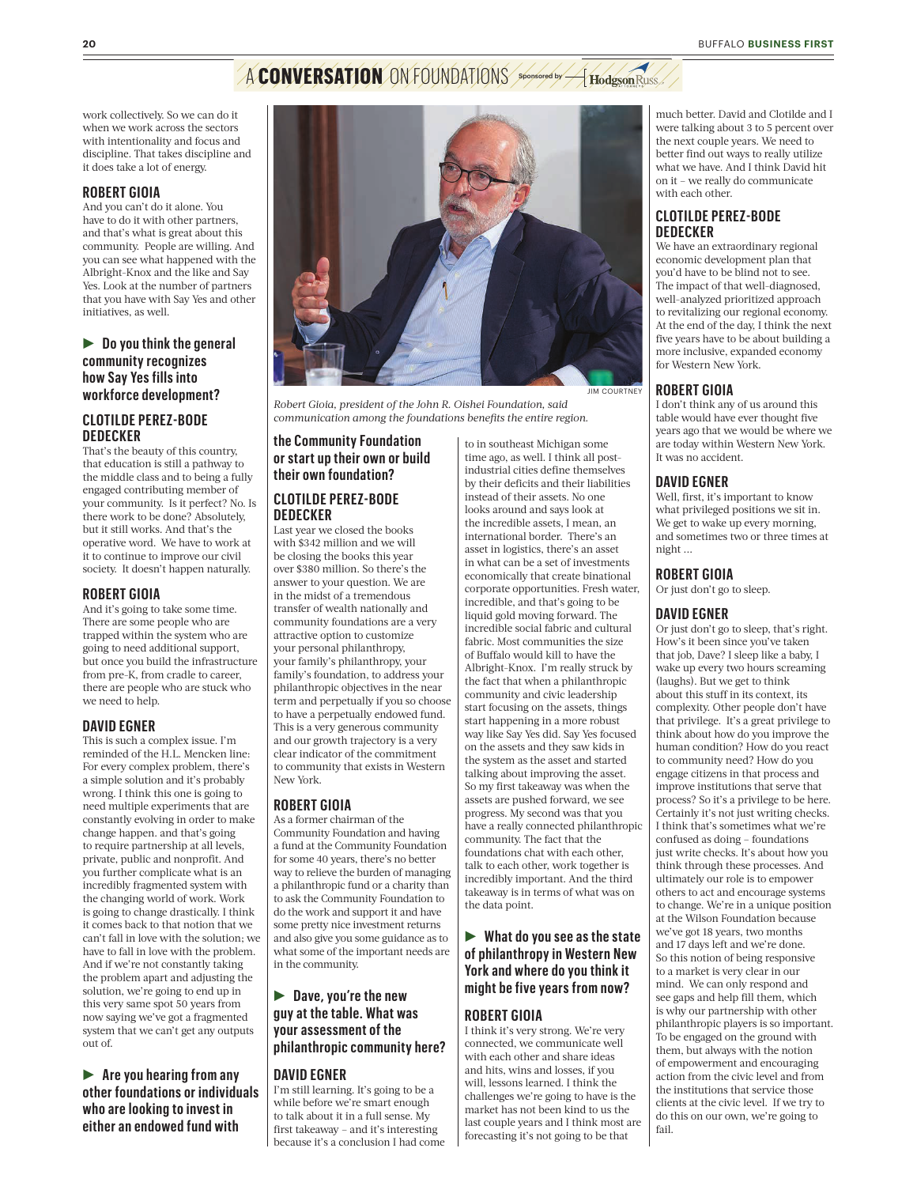# A CONVERSATION ON FOUNDATIONS

Sponsored by Hodgson Russ

work collectively. So we can do it when we work across the sectors with intentionality and focus and discipline. That takes discipline and it does take a lot of energy.

### ROBERT GIOIA

And you can't do it alone. You have to do it with other partners, and that's what is great about this community. People are willing. And you can see what happened with the Albright-Knox and the like and Say Yes. Look at the number of partners that you have with Say Yes and other initiatives, as well.

### ► Do you think the general community recognizes how Say Yes fills into workforce development?

### CLOTILDE PEREZ-BODE DEDECKER

That's the beauty of this country, that education is still a pathway to the middle class and to being a fully engaged contributing member of your community. Is it perfect? No. Is there work to be done? Absolutely, but it still works. And that's the operative word. We have to work at it to continue to improve our civil society. It doesn't happen naturally.

### ROBERT GIOIA

And it's going to take some time. There are some people who are trapped within the system who are going to need additional support, but once you build the infrastructure from pre-K, from cradle to career, there are people who are stuck who we need to help.

### DAVID EGNER

This is such a complex issue. I'm reminded of the H.L. Mencken line: For every complex problem, there's a simple solution and it's probably wrong. I think this one is going to need multiple experiments that are constantly evolving in order to make change happen. and that's going to require partnership at all levels, private, public and nonprofit. And you further complicate what is an incredibly fragmented system with the changing world of work. Work is going to change drastically. I think it comes back to that notion that we can't fall in love with the solution; we have to fall in love with the problem. And if we're not constantly taking the problem apart and adjusting the solution, we're going to end up in this very same spot 50 years from now saying we've got a fragmented system that we can't get any outputs out of.

### ► Are you hearing from any other foundations or individuals who are looking to invest in either an endowed fund with the Community Foundation or start up their own or build their own foundation?

### CLOTILDE PEREZ-BODE DEDECKER

Last year we closed the books with $342 million and we will be closing the books this year over $380 million. So there's the answer to your question. We are in the midst of a tremendous transfer of wealth nationally and community foundations are a very attractive option to customize your personal philanthropy, your family's philanthropy, your family's foundation, to address your philanthropic objectives in the near term and perpetually if you so choose to have a perpetually endowed fund. This is a very generous community and our growth trajectory is a very clear indicator of the commitment to community that exists in Western New York.

### ROBERT GIOIA

As a former chairman of the Community Foundation and having a fund at the Community Foundation for some 40 years, there's no better way to relieve the burden of managing a philanthropic fund or a charity than to ask the Community Foundation to do the work and support it and have some pretty nice investment returns and also give you some guidance as to what some of the important needs are in the community.

### ► Dave, you're the new guy at the table. What was your assessment of the philanthropic community here?

### DAVID EGNER

I'm still learning. It's going to be a while before we're smart enough to talk about it in a full sense. My first takeaway – and it's interesting because it's a conclusion I had come to in southeast Michigan some time ago, as well. I think all post-industrial cities define themselves by their deficits and their liabilities instead of their assets. No one looks around and says look at the incredible assets, I mean, an international border. There's an asset in logistics, there's an asset in what can be a set of investments economically that create binational corporate opportunities. Fresh water, incredible, and that's going to be liquid gold moving forward. The incredible social fabric and cultural fabric. Most communities the size of Buffalo would kill to have the Albright-Knox. I'm really struck by the fact that when a philanthropic community and civic leadership start focusing on the assets, things start happening in a more robust way like Say Yes did. Say Yes focused on the assets and they saw kids in the system as the asset and started talking about improving the asset. So my first takeaway was when the assets are pushed forward, we see progress. My second was that you have a really connected philanthropic community. The fact that the foundations chat with each other, talk to each other, work together is incredibly important. And the third takeaway is in terms of what was on the data point.

### ► What do you see as the state of philanthropy in Western New York and where do you think it might be five years from now?

### ROBERT GIOIA

I think it's very strong. We're very connected, we communicate well with each other and share ideas and hits, wins and losses, if you will, lessons learned. I think the challenges we're going to have is the market has not been kind to us the last couple years and I think most are forecasting it's not going to be that much better. David and Clotilde and I were talking about 3 to 5 percent over the next couple years. We need to better find out ways to really utilize what we have. And I think David hit on it – we really do communicate with each other.

### CLOTILDE PEREZ-BODE DEDECKER

We have an extraordinary regional economic development plan that you'd have to be blind not to see. The impact of that well-diagnosed, well-analyzed prioritized approach to revitalizing our regional economy. At the end of the day, I think the next five years have to be about building a more inclusive, expanded economy for Western New York.

### ROBERT GIOIA

I don't think any of us around this table would have ever thought five years ago that we would be where we are today within Western New York. It was no accident.

### DAVID EGNER

Well, first, it's important to know what privileged positions we sit in. We get to wake up every morning, and sometimes two or three times at night ...

### ROBERT GIOIA

Or just don't go to sleep.

### DAVID EGNER

Or just don't go to sleep, that's right. How's it been since you've taken that job, Dave? I sleep like a baby, I wake up every two hours screaming (laughs). But we get to think about this stuff in its context, its complexity. Other people don't have that privilege. It's a great privilege to think about how do you improve the human condition? How do you react to community need? How do you engage citizens in that process and improve institutions that serve that process? So it's a privilege to be here. Certainly it's not just writing checks. I think that's sometimes what we're confused as doing – foundations just write checks. It's about how you think through these processes. And ultimately our role is to empower others to act and encourage systems to change. We're in a unique position at the Wilson Foundation because we've got 18 years, two months and 17 days left and we're done. So this notion of being responsive to a market is very clear in our mind. We can only respond and see gaps and help fill them, which is why our partnership with other philanthropic players is so important. To be engaged on the ground with them, but always with the notion of empowerment and encouraging action from the civic level and from the institutions that service those clients at the civic level. If we try to do this on our own, we're going to fail.

JIM COURTNEY

*Robert Gioia, president of the John R. Oishei Foundation, said communication among the foundations benefits the entire region.*